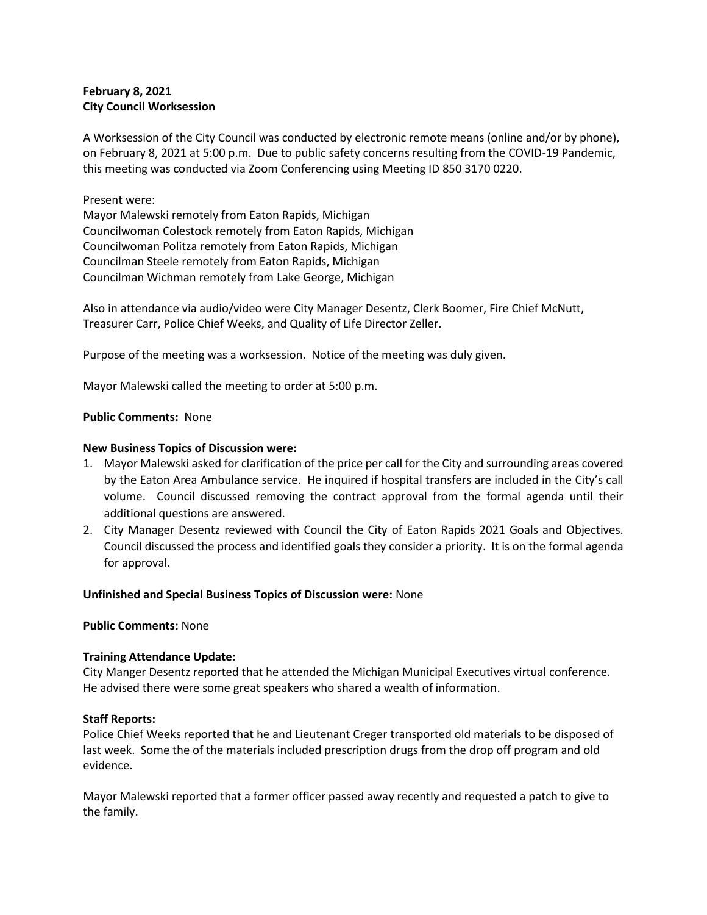**February 8, 2021**
**City Council Worksession**

A Worksession of the City Council was conducted by electronic remote means (online and/or by phone), on February 8, 2021 at 5:00 p.m. Due to public safety concerns resulting from the COVID-19 Pandemic, this meeting was conducted via Zoom Conferencing using Meeting ID 850 3170 0220.

Present were:
Mayor Malewski remotely from Eaton Rapids, Michigan
Councilwoman Colestock remotely from Eaton Rapids, Michigan
Councilwoman Politza remotely from Eaton Rapids, Michigan
Councilman Steele remotely from Eaton Rapids, Michigan
Councilman Wichman remotely from Lake George, Michigan

Also in attendance via audio/video were City Manager Desentz, Clerk Boomer, Fire Chief McNutt, Treasurer Carr, Police Chief Weeks, and Quality of Life Director Zeller.

Purpose of the meeting was a worksession. Notice of the meeting was duly given.

Mayor Malewski called the meeting to order at 5:00 p.m.

**Public Comments:** None

**New Business Topics of Discussion were:**

1. Mayor Malewski asked for clarification of the price per call for the City and surrounding areas covered by the Eaton Area Ambulance service. He inquired if hospital transfers are included in the City's call volume. Council discussed removing the contract approval from the formal agenda until their additional questions are answered.
2. City Manager Desentz reviewed with Council the City of Eaton Rapids 2021 Goals and Objectives. Council discussed the process and identified goals they consider a priority. It is on the formal agenda for approval.

**Unfinished and Special Business Topics of Discussion were:** None

**Public Comments:** None

**Training Attendance Update:**
City Manger Desentz reported that he attended the Michigan Municipal Executives virtual conference. He advised there were some great speakers who shared a wealth of information.

**Staff Reports:**
Police Chief Weeks reported that he and Lieutenant Creger transported old materials to be disposed of last week. Some the of the materials included prescription drugs from the drop off program and old evidence.

Mayor Malewski reported that a former officer passed away recently and requested a patch to give to the family.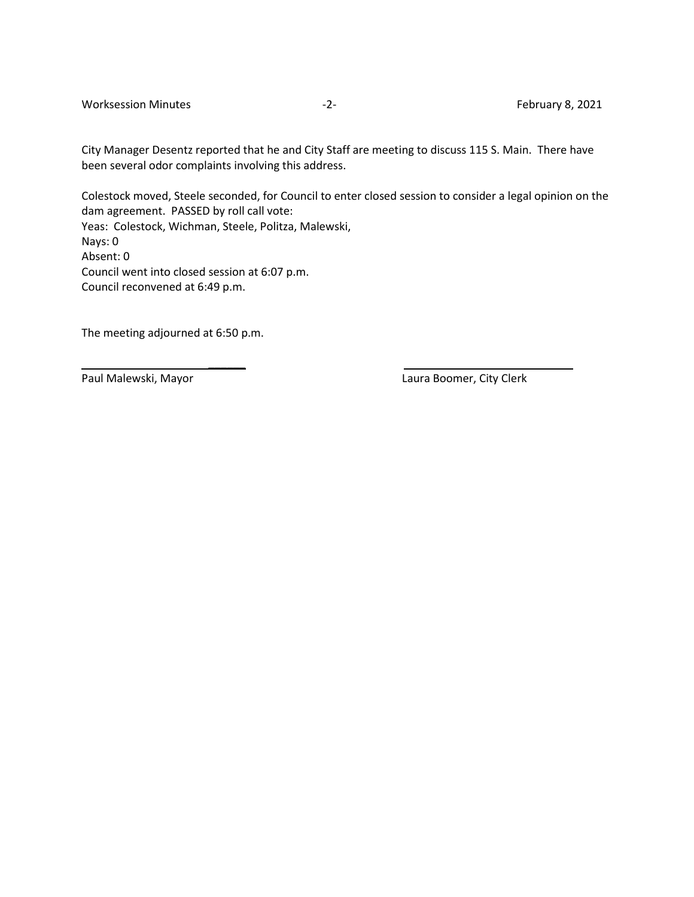City Manager Desentz reported that he and City Staff are meeting to discuss 115 S. Main. There have been several odor complaints involving this address.

Colestock moved, Steele seconded, for Council to enter closed session to consider a legal opinion on the dam agreement. PASSED by roll call vote:
Yeas: Colestock, Wichman, Steele, Politza, Malewski,
Nays: 0
Absent: 0
Council went into closed session at 6:07 p.m.
Council reconvened at 6:49 p.m.

The meeting adjourned at 6:50 p.m.

\_\_\_\_\_\_\_\_\_\_\_\_\_\_\_\_\_\_\_\_\_\_\_\_\_\_ \_\_\_\_\_\_\_\_\_\_\_\_\_\_\_\_\_\_\_\_\_\_\_\_\_\_

Paul Malewski, Mayor Laura Boomer, City Clerk